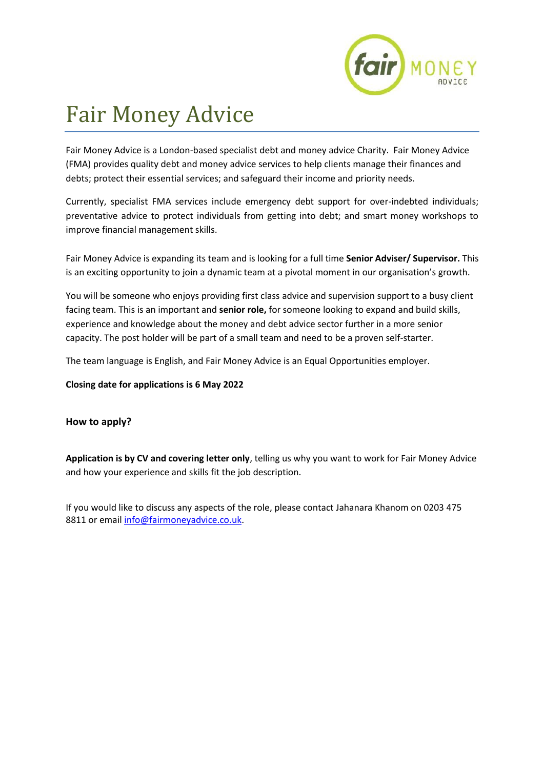# Fair Money Advice

Fair Money Advice is a London-based specialist debt and money advice Charity. Fair Money Advice (FMA) provides quality debt and money advice services to help clients manage their finances and debts; protect their essential services; and safeguard their income and priority needs.

Currently, specialist FMA services include emergency debt support for over-indebted individuals; preventative advice to protect individuals from getting into debt; and smart money workshops to improve financial management skills.

Fair Money Advice is expanding its team and is looking for a full time **Senior Adviser/ Supervisor.** This is an exciting opportunity to join a dynamic team at a pivotal moment in our organisation's growth.

You will be someone who enjoys providing first class advice and supervision support to a busy client facing team. This is an important and **senior role,** for someone looking to expand and build skills, experience and knowledge about the money and debt advice sector further in a more senior capacity. The post holder will be part of a small team and need to be a proven self-starter.

The team language is English, and Fair Money Advice is an Equal Opportunities employer.

**Closing date for applications is 6 May 2022**

### How to apply?

**Application is by CV and covering letter only**, telling us why you want to work for Fair Money Advice and how your experience and skills fit the job description.

If you would like to discuss any aspects of the role, please contact Jahanara Khanom on 0203 475 8811 or email info@fairmoneyadvice.co.uk.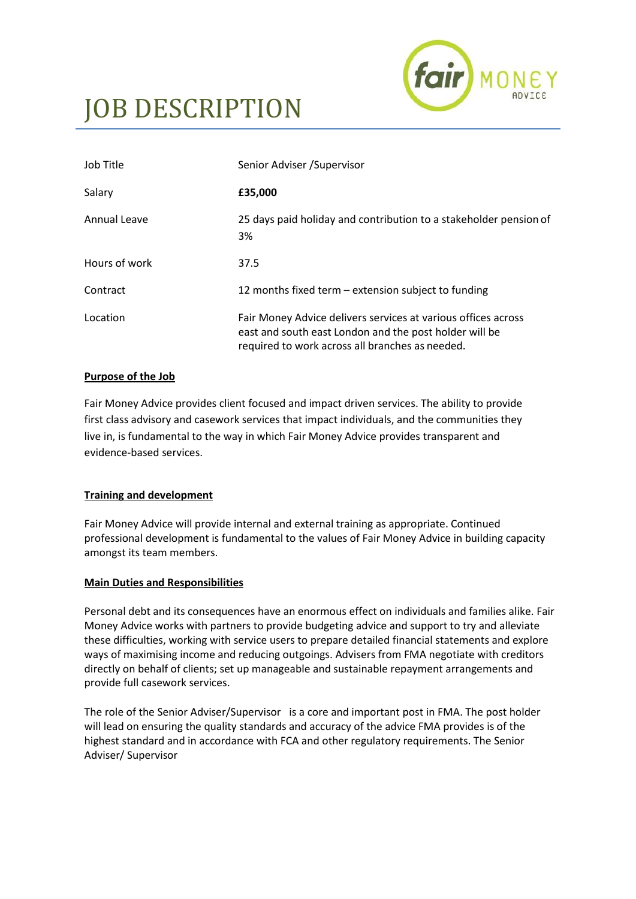# JOB DESCRIPTION

| | |
|---|---|
| Job Title | Senior Adviser /Supervisor |
| Salary | **£35,000** |
| Annual Leave | 25 days paid holiday and contribution to a stakeholder pension of 3% |
| Hours of work | 37.5 |
| Contract | 12 months fixed term – extension subject to funding |
| Location | Fair Money Advice delivers services at various offices across east and south east London and the post holder will be required to work across all branches as needed. |

**<u>Purpose of the Job</u>**

Fair Money Advice provides client focused and impact driven services. The ability to provide first class advisory and casework services that impact individuals, and the communities they live in, is fundamental to the way in which Fair Money Advice provides transparent and evidence-based services.

**<u>Training and development</u>**

Fair Money Advice will provide internal and external training as appropriate. Continued professional development is fundamental to the values of Fair Money Advice in building capacity amongst its team members.

**<u>Main Duties and Responsibilities</u>**

Personal debt and its consequences have an enormous effect on individuals and families alike. Fair Money Advice works with partners to provide budgeting advice and support to try and alleviate these difficulties, working with service users to prepare detailed financial statements and explore ways of maximising income and reducing outgoings. Advisers from FMA negotiate with creditors directly on behalf of clients; set up manageable and sustainable repayment arrangements and provide full casework services.

The role of the Senior Adviser/Supervisor is a core and important post in FMA. The post holder will lead on ensuring the quality standards and accuracy of the advice FMA provides is of the highest standard and in accordance with FCA and other regulatory requirements. The Senior Adviser/ Supervisor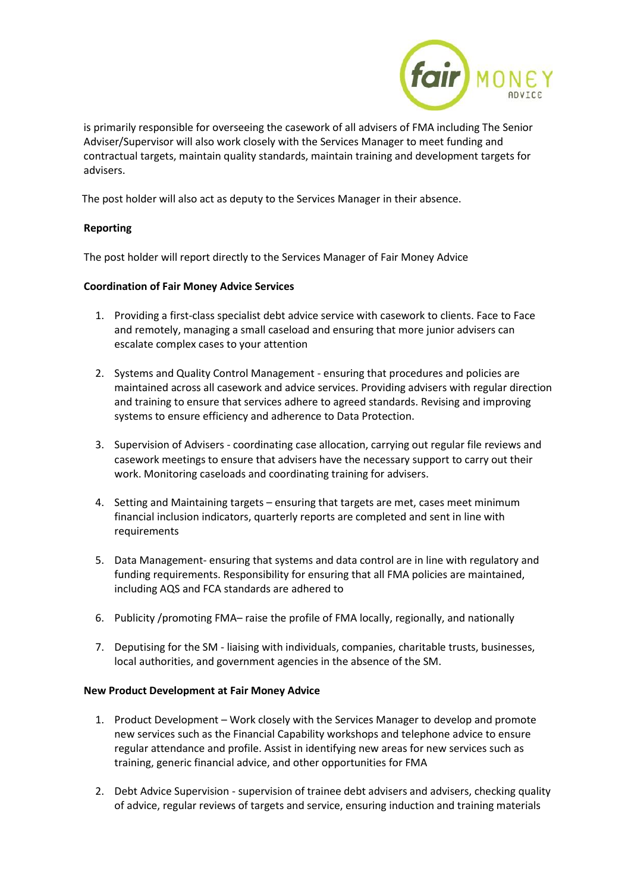is primarily responsible for overseeing the casework of all advisers of FMA including The Senior Adviser/Supervisor will also work closely with the Services Manager to meet funding and contractual targets, maintain quality standards, maintain training and development targets for advisers.

The post holder will also act as deputy to the Services Manager in their absence.

**Reporting**

The post holder will report directly to the Services Manager of Fair Money Advice

**Coordination of Fair Money Advice Services**

1. Providing a first-class specialist debt advice service with casework to clients. Face to Face and remotely, managing a small caseload and ensuring that more junior advisers can escalate complex cases to your attention

2. Systems and Quality Control Management - ensuring that procedures and policies are maintained across all casework and advice services. Providing advisers with regular direction and training to ensure that services adhere to agreed standards. Revising and improving systems to ensure efficiency and adherence to Data Protection.

3. Supervision of Advisers - coordinating case allocation, carrying out regular file reviews and casework meetings to ensure that advisers have the necessary support to carry out their work. Monitoring caseloads and coordinating training for advisers.

4. Setting and Maintaining targets – ensuring that targets are met, cases meet minimum financial inclusion indicators, quarterly reports are completed and sent in line with requirements

5. Data Management- ensuring that systems and data control are in line with regulatory and funding requirements. Responsibility for ensuring that all FMA policies are maintained, including AQS and FCA standards are adhered to

6. Publicity /promoting FMA– raise the profile of FMA locally, regionally, and nationally

7. Deputising for the SM - liaising with individuals, companies, charitable trusts, businesses, local authorities, and government agencies in the absence of the SM.

**New Product Development at Fair Money Advice**

1. Product Development – Work closely with the Services Manager to develop and promote new services such as the Financial Capability workshops and telephone advice to ensure regular attendance and profile. Assist in identifying new areas for new services such as training, generic financial advice, and other opportunities for FMA

2. Debt Advice Supervision - supervision of trainee debt advisers and advisers, checking quality of advice, regular reviews of targets and service, ensuring induction and training materials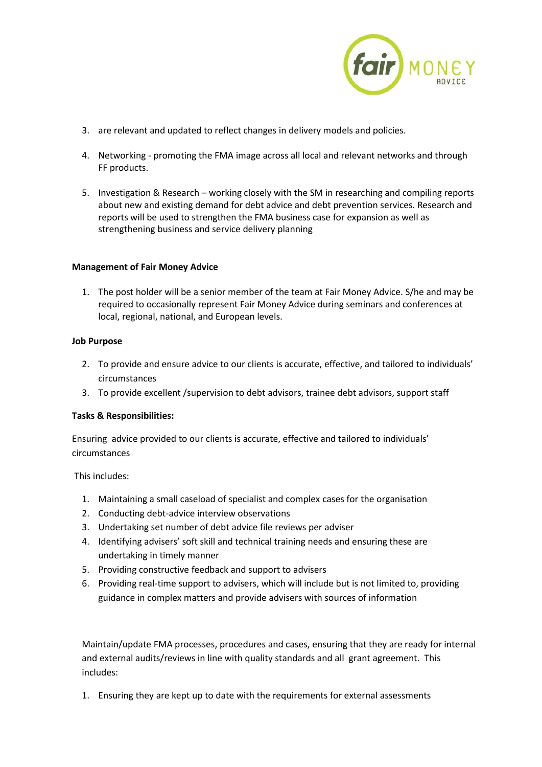3. are relevant and updated to reflect changes in delivery models and policies.

4. Networking - promoting the FMA image across all local and relevant networks and through FF products.

5. Investigation & Research – working closely with the SM in researching and compiling reports about new and existing demand for debt advice and debt prevention services. Research and reports will be used to strengthen the FMA business case for expansion as well as strengthening business and service delivery planning

**Management of Fair Money Advice**

1. The post holder will be a senior member of the team at Fair Money Advice. S/he and may be required to occasionally represent Fair Money Advice during seminars and conferences at local, regional, national, and European levels.

**Job Purpose**

2. To provide and ensure advice to our clients is accurate, effective, and tailored to individuals' circumstances
3. To provide excellent /supervision to debt advisors, trainee debt advisors, support staff

**Tasks & Responsibilities:**

Ensuring advice provided to our clients is accurate, effective and tailored to individuals' circumstances

This includes:

1. Maintaining a small caseload of specialist and complex cases for the organisation
2. Conducting debt-advice interview observations
3. Undertaking set number of debt advice file reviews per adviser
4. Identifying advisers' soft skill and technical training needs and ensuring these are undertaking in timely manner
5. Providing constructive feedback and support to advisers
6. Providing real-time support to advisers, which will include but is not limited to, providing guidance in complex matters and provide advisers with sources of information

Maintain/update FMA processes, procedures and cases, ensuring that they are ready for internal and external audits/reviews in line with quality standards and all grant agreement. This includes:

1. Ensuring they are kept up to date with the requirements for external assessments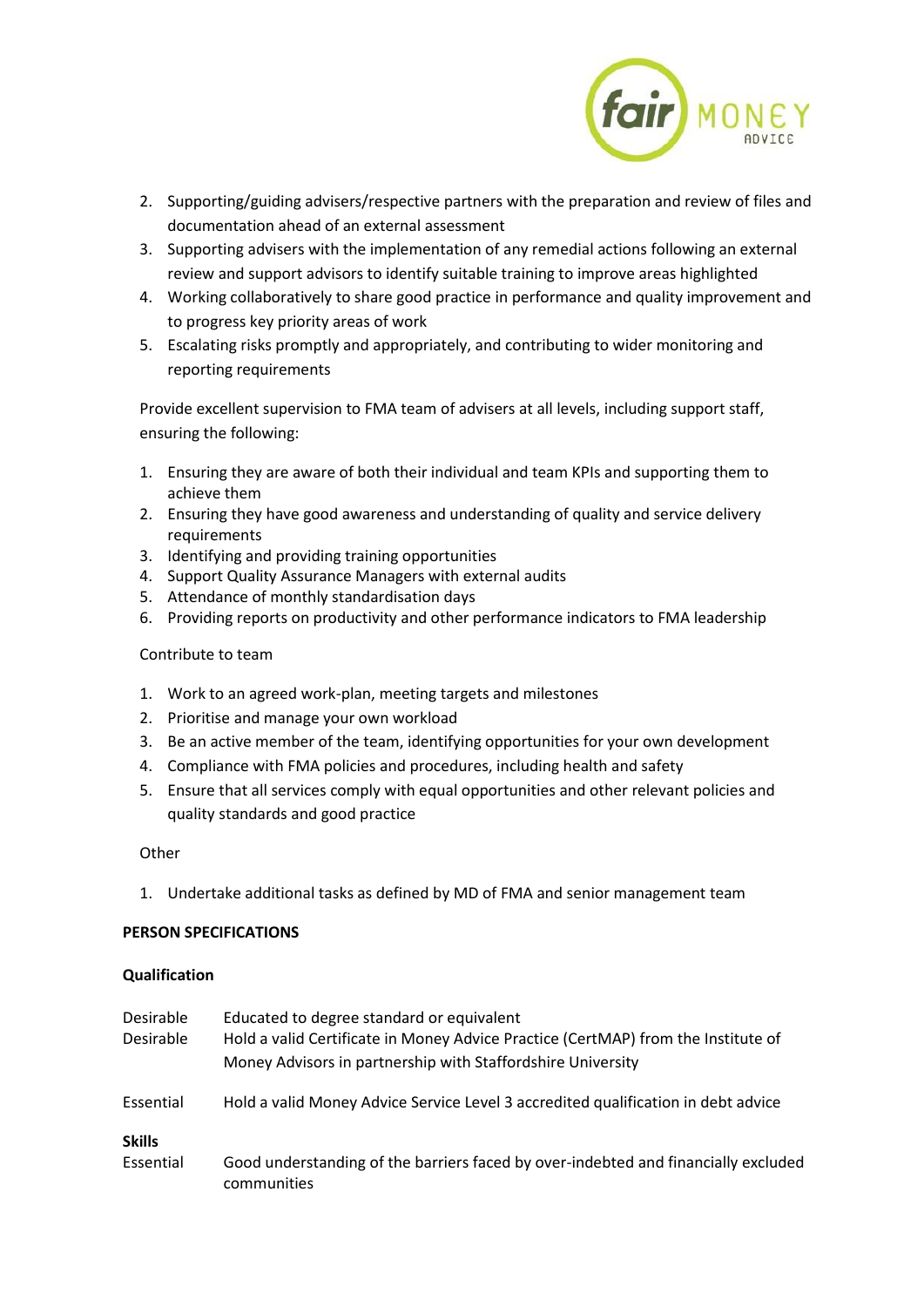2. Supporting/guiding advisers/respective partners with the preparation and review of files and documentation ahead of an external assessment
3. Supporting advisers with the implementation of any remedial actions following an external review and support advisors to identify suitable training to improve areas highlighted
4. Working collaboratively to share good practice in performance and quality improvement and to progress key priority areas of work
5. Escalating risks promptly and appropriately, and contributing to wider monitoring and reporting requirements

Provide excellent supervision to FMA team of advisers at all levels, including support staff, ensuring the following:

1. Ensuring they are aware of both their individual and team KPIs and supporting them to achieve them
2. Ensuring they have good awareness and understanding of quality and service delivery requirements
3. Identifying and providing training opportunities
4. Support Quality Assurance Managers with external audits
5. Attendance of monthly standardisation days
6. Providing reports on productivity and other performance indicators to FMA leadership

Contribute to team

1. Work to an agreed work-plan, meeting targets and milestones
2. Prioritise and manage your own workload
3. Be an active member of the team, identifying opportunities for your own development
4. Compliance with FMA policies and procedures, including health and safety
5. Ensure that all services comply with equal opportunities and other relevant policies and quality standards and good practice

Other

1. Undertake additional tasks as defined by MD of FMA and senior management team

**PERSON SPECIFICATIONS**

**Qualification**

| | |
|---|---|
| Desirable | Educated to degree standard or equivalent |
| Desirable | Hold a valid Certificate in Money Advice Practice (CertMAP) from the Institute of Money Advisors in partnership with Staffordshire University |
| Essential | Hold a valid Money Advice Service Level 3 accredited qualification in debt advice |

**Skills**

| | |
|---|---|
| Essential | Good understanding of the barriers faced by over-indebted and financially excluded communities |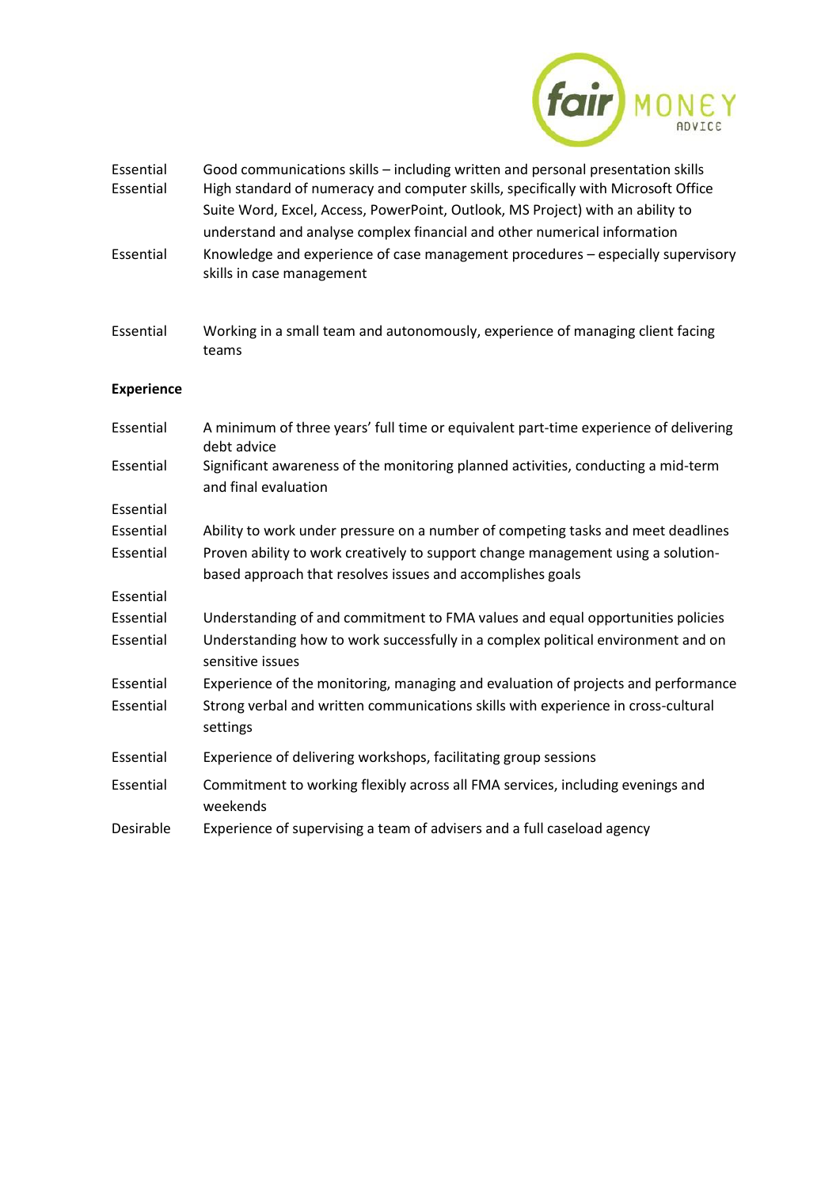| | |
|---|---|
| Essential | Good communications skills – including written and personal presentation skills |
| Essential | High standard of numeracy and computer skills, specifically with Microsoft Office Suite Word, Excel, Access, PowerPoint, Outlook, MS Project) with an ability to understand and analyse complex financial and other numerical information |
| Essential | Knowledge and experience of case management procedures – especially supervisory skills in case management |
| Essential | Working in a small team and autonomously, experience of managing client facing teams |

**Experience**

| | |
|---|---|
| Essential | A minimum of three years' full time or equivalent part-time experience of delivering debt advice |
| Essential | Significant awareness of the monitoring planned activities, conducting a mid-term and final evaluation |
| Essential | |
| Essential | Ability to work under pressure on a number of competing tasks and meet deadlines |
| Essential | Proven ability to work creatively to support change management using a solution-based approach that resolves issues and accomplishes goals |
| Essential | |
| Essential | Understanding of and commitment to FMA values and equal opportunities policies |
| Essential | Understanding how to work successfully in a complex political environment and on sensitive issues |
| Essential | Experience of the monitoring, managing and evaluation of projects and performance |
| Essential | Strong verbal and written communications skills with experience in cross-cultural settings |
| Essential | Experience of delivering workshops, facilitating group sessions |
| Essential | Commitment to working flexibly across all FMA services, including evenings and weekends |
| Desirable | Experience of supervising a team of advisers and a full caseload agency |